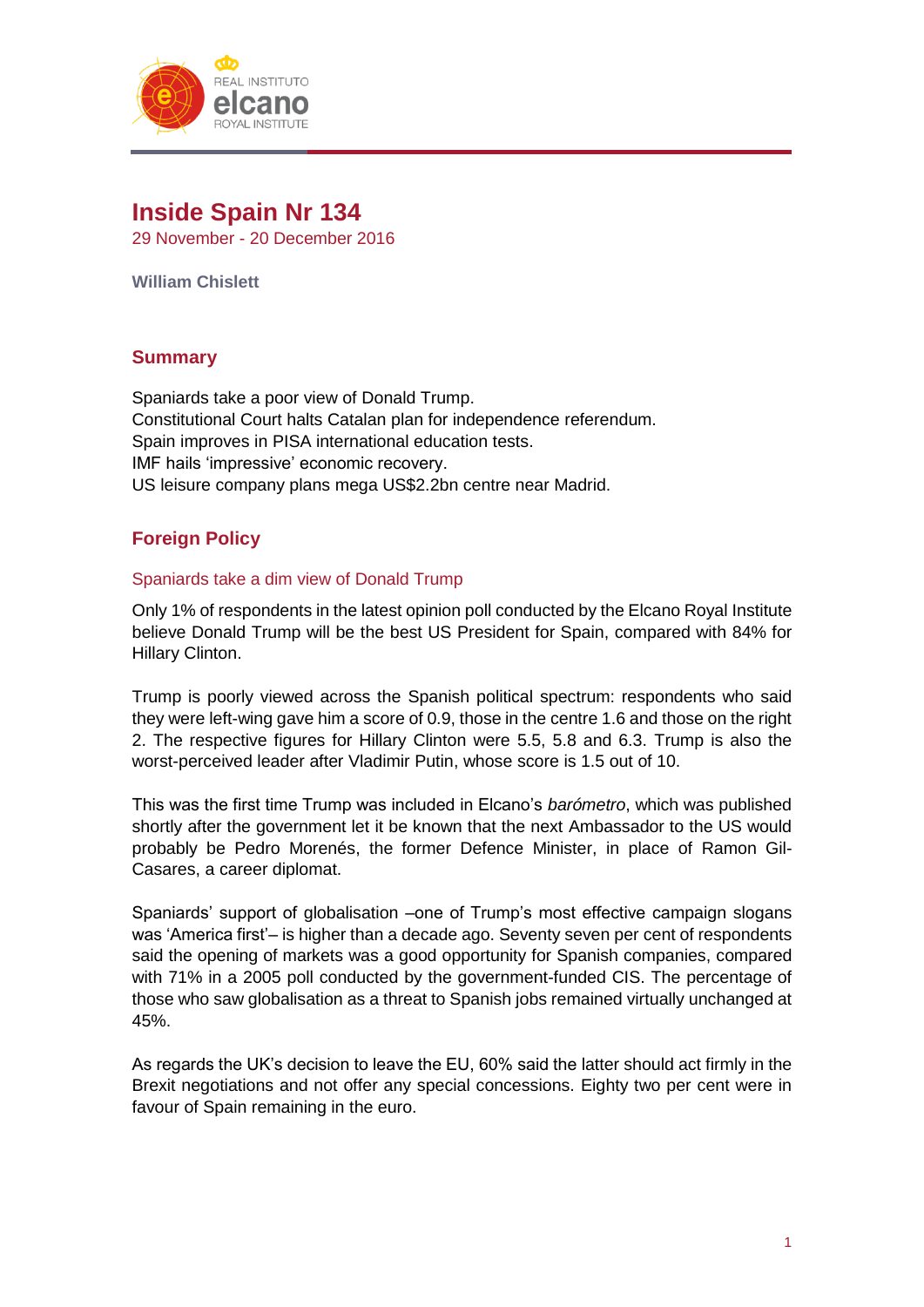# Inside Spain Nr 134

29 November - 20 December 2016

**William Chislett**

## Summary

Spaniards take a poor view of Donald Trump.
Constitutional Court halts Catalan plan for independence referendum.
Spain improves in PISA international education tests.
IMF hails 'impressive' economic recovery.
US leisure company plans mega US$2.2bn centre near Madrid.

## Foreign Policy

### Spaniards take a dim view of Donald Trump

Only 1% of respondents in the latest opinion poll conducted by the Elcano Royal Institute believe Donald Trump will be the best US President for Spain, compared with 84% for Hillary Clinton.

Trump is poorly viewed across the Spanish political spectrum: respondents who said they were left-wing gave him a score of 0.9, those in the centre 1.6 and those on the right 2. The respective figures for Hillary Clinton were 5.5, 5.8 and 6.3. Trump is also the worst-perceived leader after Vladimir Putin, whose score is 1.5 out of 10.

This was the first time Trump was included in Elcano's *barómetro*, which was published shortly after the government let it be known that the next Ambassador to the US would probably be Pedro Morenés, the former Defence Minister, in place of Ramon Gil-Casares, a career diplomat.

Spaniards' support of globalisation –one of Trump's most effective campaign slogans was 'America first'– is higher than a decade ago. Seventy seven per cent of respondents said the opening of markets was a good opportunity for Spanish companies, compared with 71% in a 2005 poll conducted by the government-funded CIS. The percentage of those who saw globalisation as a threat to Spanish jobs remained virtually unchanged at 45%.

As regards the UK's decision to leave the EU, 60% said the latter should act firmly in the Brexit negotiations and not offer any special concessions. Eighty two per cent were in favour of Spain remaining in the euro.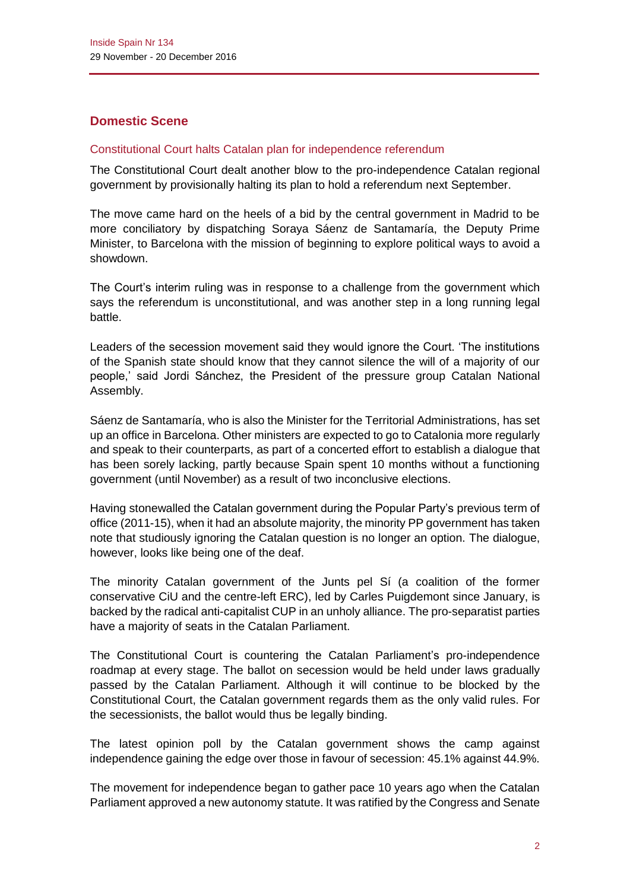## Domestic Scene

### Constitutional Court halts Catalan plan for independence referendum

The Constitutional Court dealt another blow to the pro-independence Catalan regional government by provisionally halting its plan to hold a referendum next September.

The move came hard on the heels of a bid by the central government in Madrid to be more conciliatory by dispatching Soraya Sáenz de Santamaría, the Deputy Prime Minister, to Barcelona with the mission of beginning to explore political ways to avoid a showdown.

The Court's interim ruling was in response to a challenge from the government which says the referendum is unconstitutional, and was another step in a long running legal battle.

Leaders of the secession movement said they would ignore the Court. 'The institutions of the Spanish state should know that they cannot silence the will of a majority of our people,' said Jordi Sánchez, the President of the pressure group Catalan National Assembly.

Sáenz de Santamaría, who is also the Minister for the Territorial Administrations, has set up an office in Barcelona. Other ministers are expected to go to Catalonia more regularly and speak to their counterparts, as part of a concerted effort to establish a dialogue that has been sorely lacking, partly because Spain spent 10 months without a functioning government (until November) as a result of two inconclusive elections.

Having stonewalled the Catalan government during the Popular Party's previous term of office (2011-15), when it had an absolute majority, the minority PP government has taken note that studiously ignoring the Catalan question is no longer an option. The dialogue, however, looks like being one of the deaf.

The minority Catalan government of the Junts pel Sí (a coalition of the former conservative CiU and the centre-left ERC), led by Carles Puigdemont since January, is backed by the radical anti-capitalist CUP in an unholy alliance. The pro-separatist parties have a majority of seats in the Catalan Parliament.

The Constitutional Court is countering the Catalan Parliament's pro-independence roadmap at every stage. The ballot on secession would be held under laws gradually passed by the Catalan Parliament. Although it will continue to be blocked by the Constitutional Court, the Catalan government regards them as the only valid rules. For the secessionists, the ballot would thus be legally binding.

The latest opinion poll by the Catalan government shows the camp against independence gaining the edge over those in favour of secession: 45.1% against 44.9%.

The movement for independence began to gather pace 10 years ago when the Catalan Parliament approved a new autonomy statute. It was ratified by the Congress and Senate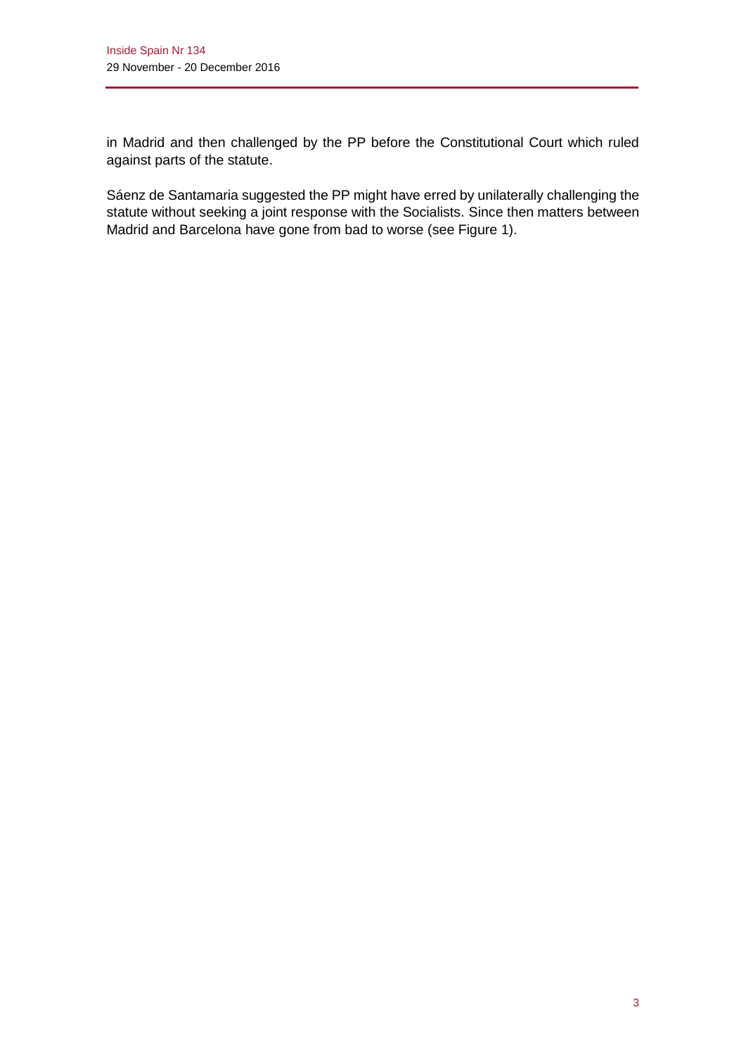in Madrid and then challenged by the PP before the Constitutional Court which ruled against parts of the statute.

Sáenz de Santamaria suggested the PP might have erred by unilaterally challenging the statute without seeking a joint response with the Socialists. Since then matters between Madrid and Barcelona have gone from bad to worse (see Figure 1).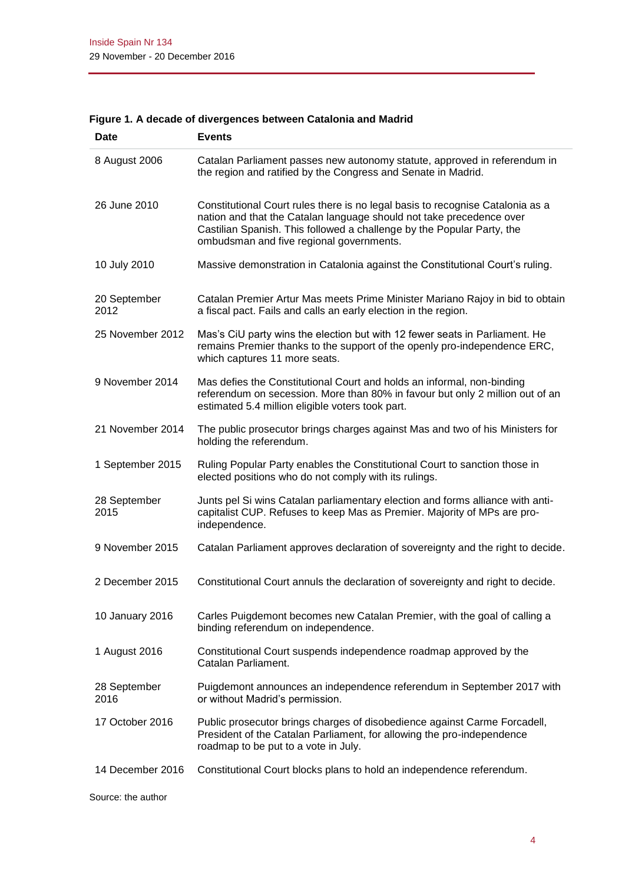**Figure 1. A decade of divergences between Catalonia and Madrid**

| Date | Events |
|---|---|
| 8 August 2006 | Catalan Parliament passes new autonomy statute, approved in referendum in the region and ratified by the Congress and Senate in Madrid. |
| 26 June 2010 | Constitutional Court rules there is no legal basis to recognise Catalonia as a nation and that the Catalan language should not take precedence over Castilian Spanish. This followed a challenge by the Popular Party, the ombudsman and five regional governments. |
| 10 July 2010 | Massive demonstration in Catalonia against the Constitutional Court's ruling. |
| 20 September 2012 | Catalan Premier Artur Mas meets Prime Minister Mariano Rajoy in bid to obtain a fiscal pact. Fails and calls an early election in the region. |
| 25 November 2012 | Mas's CiU party wins the election but with 12 fewer seats in Parliament. He remains Premier thanks to the support of the openly pro-independence ERC, which captures 11 more seats. |
| 9 November 2014 | Mas defies the Constitutional Court and holds an informal, non-binding referendum on secession. More than 80% in favour but only 2 million out of an estimated 5.4 million eligible voters took part. |
| 21 November 2014 | The public prosecutor brings charges against Mas and two of his Ministers for holding the referendum. |
| 1 September 2015 | Ruling Popular Party enables the Constitutional Court to sanction those in elected positions who do not comply with its rulings. |
| 28 September 2015 | Junts pel Si wins Catalan parliamentary election and forms alliance with anti-capitalist CUP. Refuses to keep Mas as Premier. Majority of MPs are pro-independence. |
| 9 November 2015 | Catalan Parliament approves declaration of sovereignty and the right to decide. |
| 2 December 2015 | Constitutional Court annuls the declaration of sovereignty and right to decide. |
| 10 January 2016 | Carles Puigdemont becomes new Catalan Premier, with the goal of calling a binding referendum on independence. |
| 1 August 2016 | Constitutional Court suspends independence roadmap approved by the Catalan Parliament. |
| 28 September 2016 | Puigdemont announces an independence referendum in September 2017 with or without Madrid's permission. |
| 17 October 2016 | Public prosecutor brings charges of disobedience against Carme Forcadell, President of the Catalan Parliament, for allowing the pro-independence roadmap to be put to a vote in July. |
| 14 December 2016 | Constitutional Court blocks plans to hold an independence referendum. |

Source: the author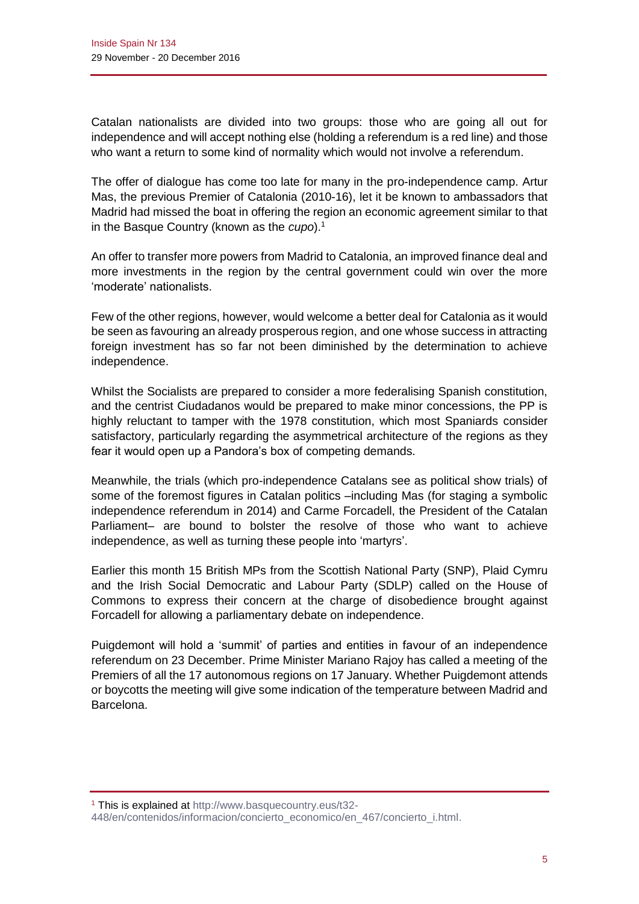Catalan nationalists are divided into two groups: those who are going all out for independence and will accept nothing else (holding a referendum is a red line) and those who want a return to some kind of normality which would not involve a referendum.

The offer of dialogue has come too late for many in the pro-independence camp. Artur Mas, the previous Premier of Catalonia (2010-16), let it be known to ambassadors that Madrid had missed the boat in offering the region an economic agreement similar to that in the Basque Country (known as the *cupo*).[1]

An offer to transfer more powers from Madrid to Catalonia, an improved finance deal and more investments in the region by the central government could win over the more 'moderate' nationalists.

Few of the other regions, however, would welcome a better deal for Catalonia as it would be seen as favouring an already prosperous region, and one whose success in attracting foreign investment has so far not been diminished by the determination to achieve independence.

Whilst the Socialists are prepared to consider a more federalising Spanish constitution, and the centrist Ciudadanos would be prepared to make minor concessions, the PP is highly reluctant to tamper with the 1978 constitution, which most Spaniards consider satisfactory, particularly regarding the asymmetrical architecture of the regions as they fear it would open up a Pandora's box of competing demands.

Meanwhile, the trials (which pro-independence Catalans see as political show trials) of some of the foremost figures in Catalan politics –including Mas (for staging a symbolic independence referendum in 2014) and Carme Forcadell, the President of the Catalan Parliament– are bound to bolster the resolve of those who want to achieve independence, as well as turning these people into 'martyrs'.

Earlier this month 15 British MPs from the Scottish National Party (SNP), Plaid Cymru and the Irish Social Democratic and Labour Party (SDLP) called on the House of Commons to express their concern at the charge of disobedience brought against Forcadell for allowing a parliamentary debate on independence.

Puigdemont will hold a 'summit' of parties and entities in favour of an independence referendum on 23 December. Prime Minister Mariano Rajoy has called a meeting of the Premiers of all the 17 autonomous regions on 17 January. Whether Puigdemont attends or boycotts the meeting will give some indication of the temperature between Madrid and Barcelona.

---

[1] This is explained at http://www.basquecountry.eus/t32-448/en/contenidos/informacion/concierto_economico/en_467/concierto_i.html.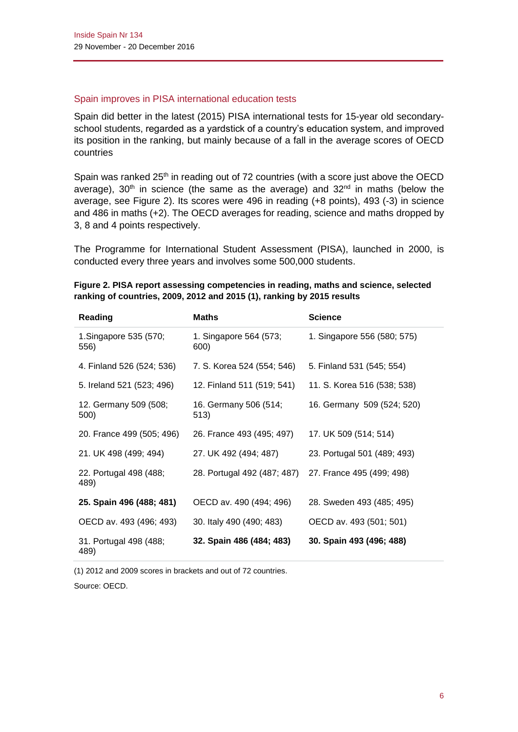## Spain improves in PISA international education tests

Spain did better in the latest (2015) PISA international tests for 15-year old secondary-school students, regarded as a yardstick of a country's education system, and improved its position in the ranking, but mainly because of a fall in the average scores of OECD countries

Spain was ranked 25th in reading out of 72 countries (with a score just above the OECD average), 30th in science (the same as the average) and 32nd in maths (below the average, see Figure 2). Its scores were 496 in reading (+8 points), 493 (-3) in science and 486 in maths (+2). The OECD averages for reading, science and maths dropped by 3, 8 and 4 points respectively.

The Programme for International Student Assessment (PISA), launched in 2000, is conducted every three years and involves some 500,000 students.

**Figure 2. PISA report assessing competencies in reading, maths and science, selected ranking of countries, 2009, 2012 and 2015 (1), ranking by 2015 results**

| Reading | Maths | Science |
|---|---|---|
| 1.Singapore 535 (570; 556) | 1. Singapore 564 (573; 600) | 1. Singapore 556 (580; 575) |
| 4. Finland 526 (524; 536) | 7. S. Korea 524 (554; 546) | 5. Finland 531 (545; 554) |
| 5. Ireland 521 (523; 496) | 12. Finland 511 (519; 541) | 11. S. Korea 516 (538; 538) |
| 12. Germany 509 (508; 500) | 16. Germany 506 (514; 513) | 16. Germany 509 (524; 520) |
| 20. France 499 (505; 496) | 26. France 493 (495; 497) | 17. UK 509 (514; 514) |
| 21. UK 498 (499; 494) | 27. UK 492 (494; 487) | 23. Portugal 501 (489; 493) |
| 22. Portugal 498 (488; 489) | 28. Portugal 492 (487; 487) | 27. France 495 (499; 498) |
| **25. Spain 496 (488; 481)** | OECD av. 490 (494; 496) | 28. Sweden 493 (485; 495) |
| OECD av. 493 (496; 493) | 30. Italy 490 (490; 483) | OECD av. 493 (501; 501) |
| 31. Portugal 498 (488; 489) | **32. Spain 486 (484; 483)** | **30. Spain 493 (496; 488)** |

(1) 2012 and 2009 scores in brackets and out of 72 countries.

Source: OECD.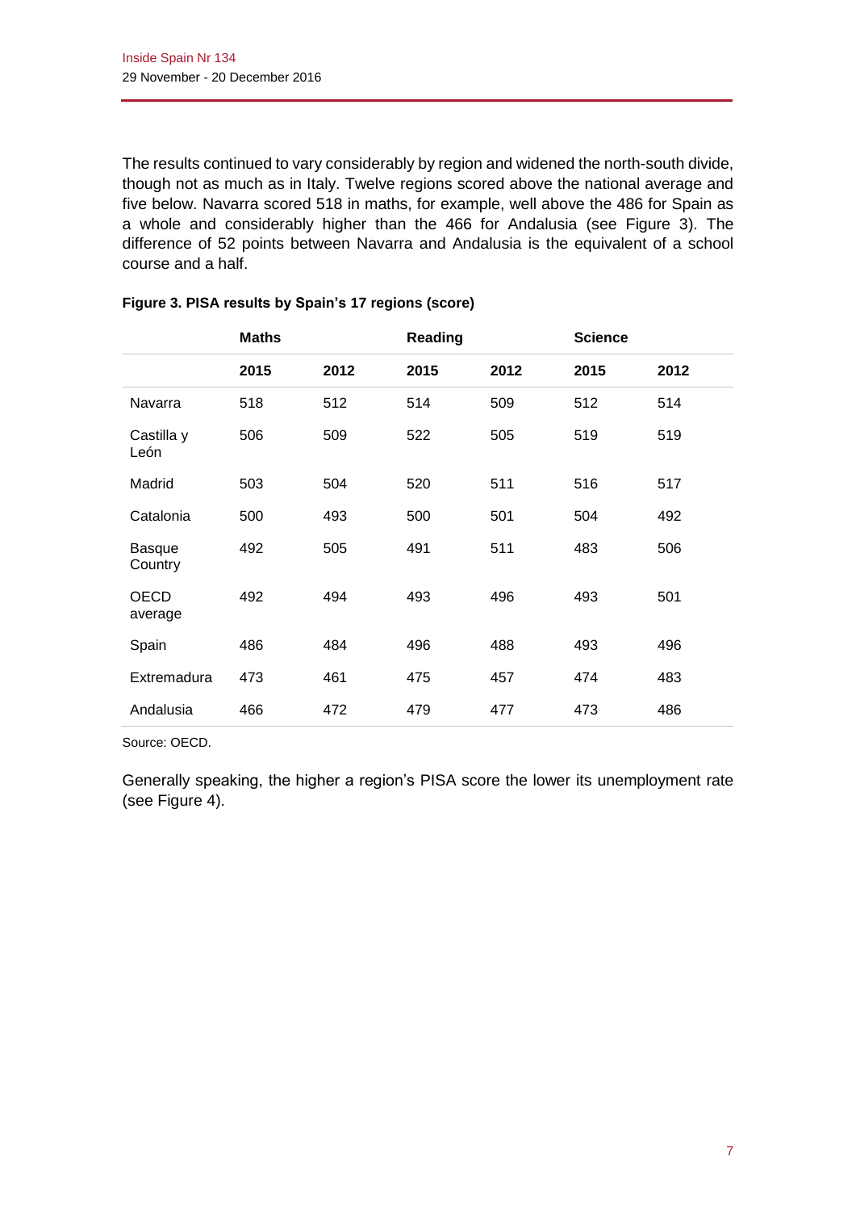The results continued to vary considerably by region and widened the north-south divide, though not as much as in Italy. Twelve regions scored above the national average and five below. Navarra scored 518 in maths, for example, well above the 486 for Spain as a whole and considerably higher than the 466 for Andalusia (see Figure 3). The difference of 52 points between Navarra and Andalusia is the equivalent of a school course and a half.

**Figure 3. PISA results by Spain's 17 regions (score)**

| | Maths | | Reading | | Science | |
|---|---|---|---|---|---|---|
| | **2015** | **2012** | **2015** | **2012** | **2015** | **2012** |
| Navarra | 518 | 512 | 514 | 509 | 512 | 514 |
| Castilla y León | 506 | 509 | 522 | 505 | 519 | 519 |
| Madrid | 503 | 504 | 520 | 511 | 516 | 517 |
| Catalonia | 500 | 493 | 500 | 501 | 504 | 492 |
| Basque Country | 492 | 505 | 491 | 511 | 483 | 506 |
| OECD average | 492 | 494 | 493 | 496 | 493 | 501 |
| Spain | 486 | 484 | 496 | 488 | 493 | 496 |
| Extremadura | 473 | 461 | 475 | 457 | 474 | 483 |
| Andalusia | 466 | 472 | 479 | 477 | 473 | 486 |

Source: OECD.

Generally speaking, the higher a region's PISA score the lower its unemployment rate (see Figure 4).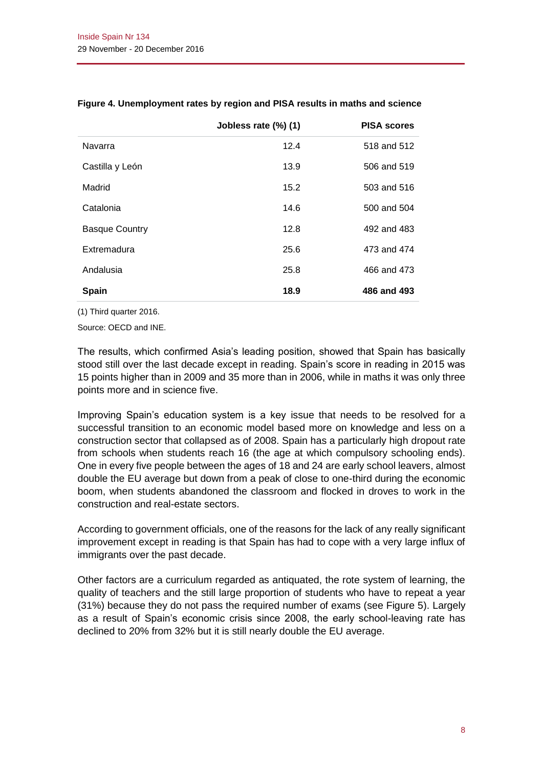**Figure 4. Unemployment rates by region and PISA results in maths and science**

| | Jobless rate (%) (1) | PISA scores |
|---|---|---|
| Navarra | 12.4 | 518 and 512 |
| Castilla y León | 13.9 | 506 and 519 |
| Madrid | 15.2 | 503 and 516 |
| Catalonia | 14.6 | 500 and 504 |
| Basque Country | 12.8 | 492 and 483 |
| Extremadura | 25.6 | 473 and 474 |
| Andalusia | 25.8 | 466 and 473 |
| **Spain** | **18.9** | **486 and 493** |

(1) Third quarter 2016.

Source: OECD and INE.

The results, which confirmed Asia's leading position, showed that Spain has basically stood still over the last decade except in reading. Spain's score in reading in 2015 was 15 points higher than in 2009 and 35 more than in 2006, while in maths it was only three points more and in science five.

Improving Spain's education system is a key issue that needs to be resolved for a successful transition to an economic model based more on knowledge and less on a construction sector that collapsed as of 2008. Spain has a particularly high dropout rate from schools when students reach 16 (the age at which compulsory schooling ends). One in every five people between the ages of 18 and 24 are early school leavers, almost double the EU average but down from a peak of close to one-third during the economic boom, when students abandoned the classroom and flocked in droves to work in the construction and real-estate sectors.

According to government officials, one of the reasons for the lack of any really significant improvement except in reading is that Spain has had to cope with a very large influx of immigrants over the past decade.

Other factors are a curriculum regarded as antiquated, the rote system of learning, the quality of teachers and the still large proportion of students who have to repeat a year (31%) because they do not pass the required number of exams (see Figure 5). Largely as a result of Spain's economic crisis since 2008, the early school-leaving rate has declined to 20% from 32% but it is still nearly double the EU average.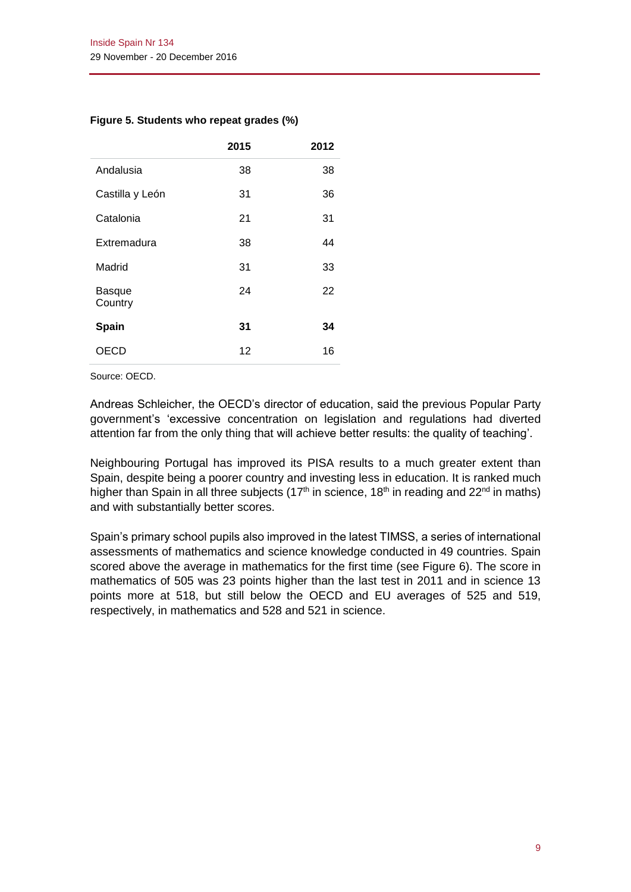**Figure 5. Students who repeat grades (%)**

| | 2015 | 2012 |
|---|---|---|
| Andalusia | 38 | 38 |
| Castilla y León | 31 | 36 |
| Catalonia | 21 | 31 |
| Extremadura | 38 | 44 |
| Madrid | 31 | 33 |
| Basque Country | 24 | 22 |
| **Spain** | **31** | **34** |
| OECD | 12 | 16 |

Source: OECD.

Andreas Schleicher, the OECD's director of education, said the previous Popular Party government's 'excessive concentration on legislation and regulations had diverted attention far from the only thing that will achieve better results: the quality of teaching'.

Neighbouring Portugal has improved its PISA results to a much greater extent than Spain, despite being a poorer country and investing less in education. It is ranked much higher than Spain in all three subjects (17th in science, 18th in reading and 22nd in maths) and with substantially better scores.

Spain's primary school pupils also improved in the latest TIMSS, a series of international assessments of mathematics and science knowledge conducted in 49 countries. Spain scored above the average in mathematics for the first time (see Figure 6). The score in mathematics of 505 was 23 points higher than the last test in 2011 and in science 13 points more at 518, but still below the OECD and EU averages of 525 and 519, respectively, in mathematics and 528 and 521 in science.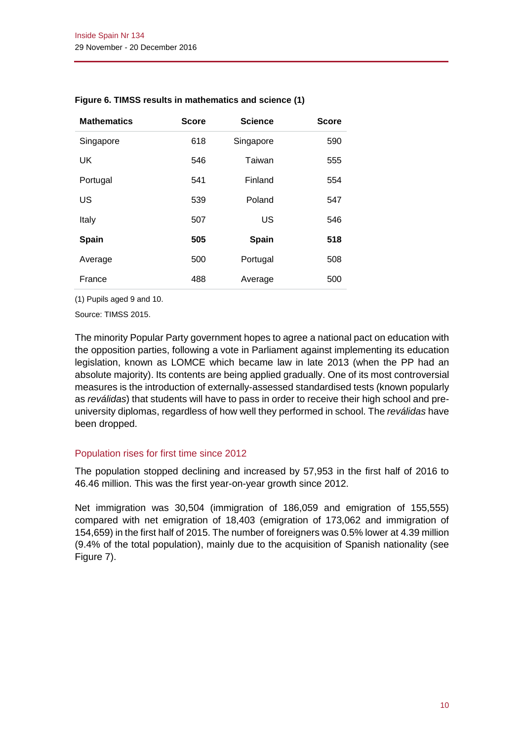**Figure 6. TIMSS results in mathematics and science (1)**

| Mathematics | Score | Science | Score |
|---|---|---|---|
| Singapore | 618 | Singapore | 590 |
| UK | 546 | Taiwan | 555 |
| Portugal | 541 | Finland | 554 |
| US | 539 | Poland | 547 |
| Italy | 507 | US | 546 |
| **Spain** | **505** | **Spain** | **518** |
| Average | 500 | Portugal | 508 |
| France | 488 | Average | 500 |

(1) Pupils aged 9 and 10.

Source: TIMSS 2015.

The minority Popular Party government hopes to agree a national pact on education with the opposition parties, following a vote in Parliament against implementing its education legislation, known as LOMCE which became law in late 2013 (when the PP had an absolute majority). Its contents are being applied gradually. One of its most controversial measures is the introduction of externally-assessed standardised tests (known popularly as *reválidas*) that students will have to pass in order to receive their high school and pre-university diplomas, regardless of how well they performed in school. The *reválidas* have been dropped.

## Population rises for first time since 2012

The population stopped declining and increased by 57,953 in the first half of 2016 to 46.46 million. This was the first year-on-year growth since 2012.

Net immigration was 30,504 (immigration of 186,059 and emigration of 155,555) compared with net emigration of 18,403 (emigration of 173,062 and immigration of 154,659) in the first half of 2015. The number of foreigners was 0.5% lower at 4.39 million (9.4% of the total population), mainly due to the acquisition of Spanish nationality (see Figure 7).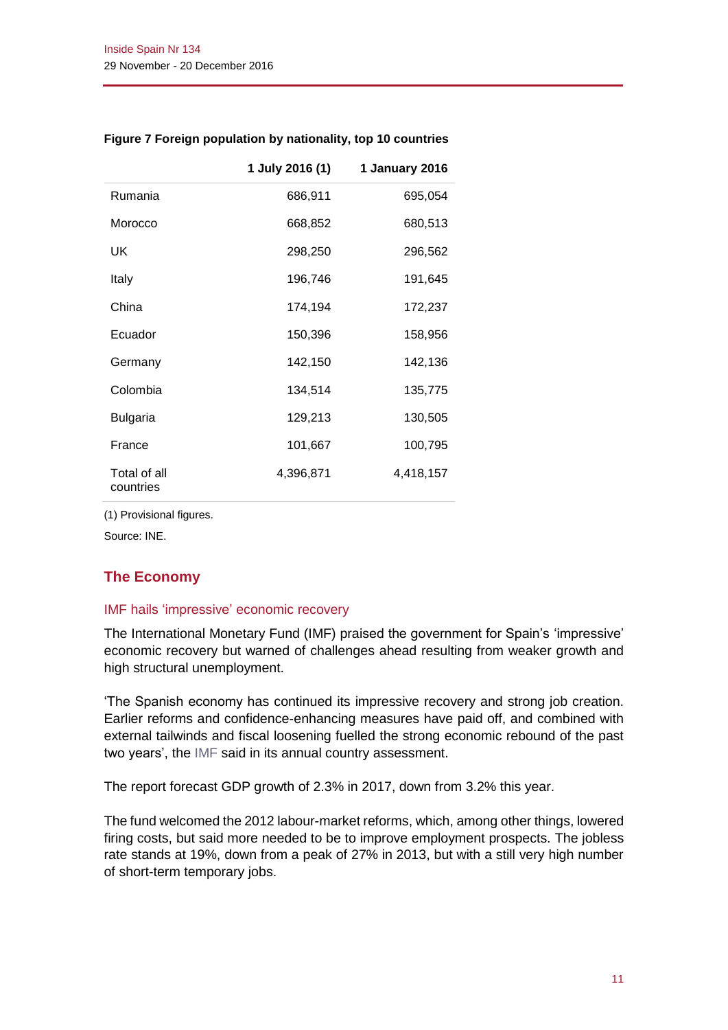**Figure 7 Foreign population by nationality, top 10 countries**

| | 1 July 2016 (1) | 1 January 2016 |
|---|---|---|
| Rumania | 686,911 | 695,054 |
| Morocco | 668,852 | 680,513 |
| UK | 298,250 | 296,562 |
| Italy | 196,746 | 191,645 |
| China | 174,194 | 172,237 |
| Ecuador | 150,396 | 158,956 |
| Germany | 142,150 | 142,136 |
| Colombia | 134,514 | 135,775 |
| Bulgaria | 129,213 | 130,505 |
| France | 101,667 | 100,795 |
| Total of all countries | 4,396,871 | 4,418,157 |

(1) Provisional figures.

Source: INE.

## The Economy

### IMF hails 'impressive' economic recovery

The International Monetary Fund (IMF) praised the government for Spain's 'impressive' economic recovery but warned of challenges ahead resulting from weaker growth and high structural unemployment.

'The Spanish economy has continued its impressive recovery and strong job creation. Earlier reforms and confidence-enhancing measures have paid off, and combined with external tailwinds and fiscal loosening fuelled the strong economic rebound of the past two years', the IMF said in its annual country assessment.

The report forecast GDP growth of 2.3% in 2017, down from 3.2% this year.

The fund welcomed the 2012 labour-market reforms, which, among other things, lowered firing costs, but said more needed to be to improve employment prospects. The jobless rate stands at 19%, down from a peak of 27% in 2013, but with a still very high number of short-term temporary jobs.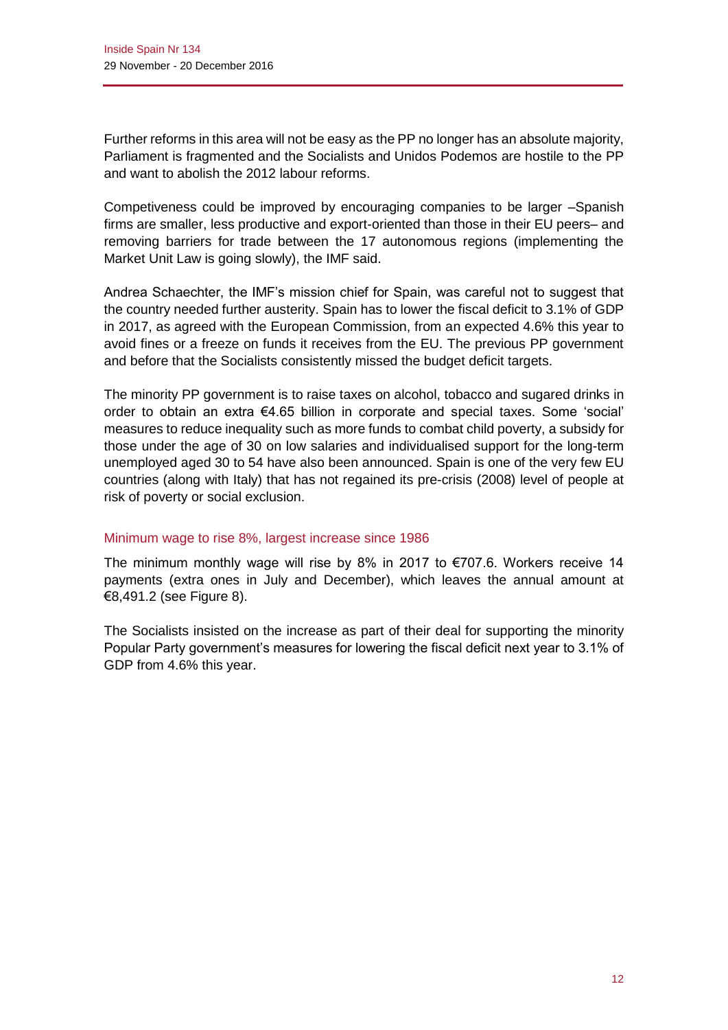Further reforms in this area will not be easy as the PP no longer has an absolute majority, Parliament is fragmented and the Socialists and Unidos Podemos are hostile to the PP and want to abolish the 2012 labour reforms.

Competiveness could be improved by encouraging companies to be larger –Spanish firms are smaller, less productive and export-oriented than those in their EU peers– and removing barriers for trade between the 17 autonomous regions (implementing the Market Unit Law is going slowly), the IMF said.

Andrea Schaechter, the IMF's mission chief for Spain, was careful not to suggest that the country needed further austerity. Spain has to lower the fiscal deficit to 3.1% of GDP in 2017, as agreed with the European Commission, from an expected 4.6% this year to avoid fines or a freeze on funds it receives from the EU. The previous PP government and before that the Socialists consistently missed the budget deficit targets.

The minority PP government is to raise taxes on alcohol, tobacco and sugared drinks in order to obtain an extra €4.65 billion in corporate and special taxes. Some 'social' measures to reduce inequality such as more funds to combat child poverty, a subsidy for those under the age of 30 on low salaries and individualised support for the long-term unemployed aged 30 to 54 have also been announced. Spain is one of the very few EU countries (along with Italy) that has not regained its pre-crisis (2008) level of people at risk of poverty or social exclusion.

## Minimum wage to rise 8%, largest increase since 1986

The minimum monthly wage will rise by 8% in 2017 to €707.6. Workers receive 14 payments (extra ones in July and December), which leaves the annual amount at €8,491.2 (see Figure 8).

The Socialists insisted on the increase as part of their deal for supporting the minority Popular Party government's measures for lowering the fiscal deficit next year to 3.1% of GDP from 4.6% this year.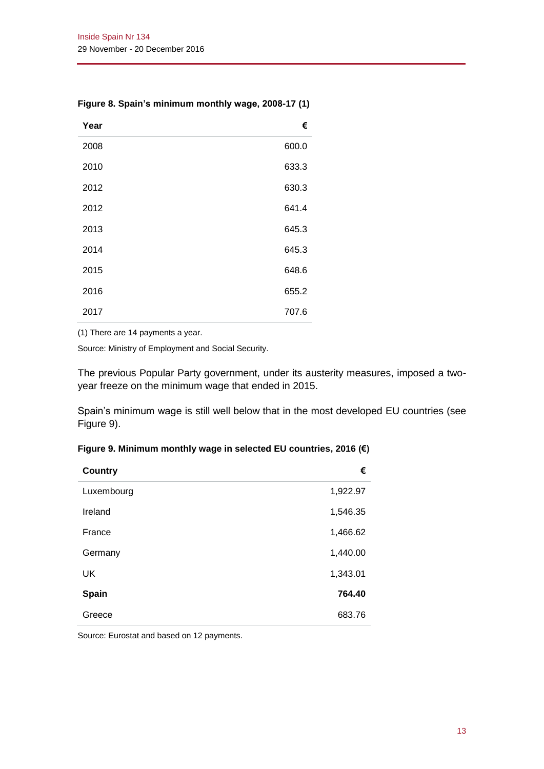**Figure 8. Spain's minimum monthly wage, 2008-17 (1)**

| Year | € |
|---|---|
| 2008 | 600.0 |
| 2010 | 633.3 |
| 2012 | 630.3 |
| 2012 | 641.4 |
| 2013 | 645.3 |
| 2014 | 645.3 |
| 2015 | 648.6 |
| 2016 | 655.2 |
| 2017 | 707.6 |

(1) There are 14 payments a year.

Source: Ministry of Employment and Social Security.

The previous Popular Party government, under its austerity measures, imposed a two-year freeze on the minimum wage that ended in 2015.

Spain's minimum wage is still well below that in the most developed EU countries (see Figure 9).

**Figure 9. Minimum monthly wage in selected EU countries, 2016 (€)**

| Country | € |
|---|---|
| Luxembourg | 1,922.97 |
| Ireland | 1,546.35 |
| France | 1,466.62 |
| Germany | 1,440.00 |
| UK | 1,343.01 |
| **Spain** | **764.40** |
| Greece | 683.76 |

Source: Eurostat and based on 12 payments.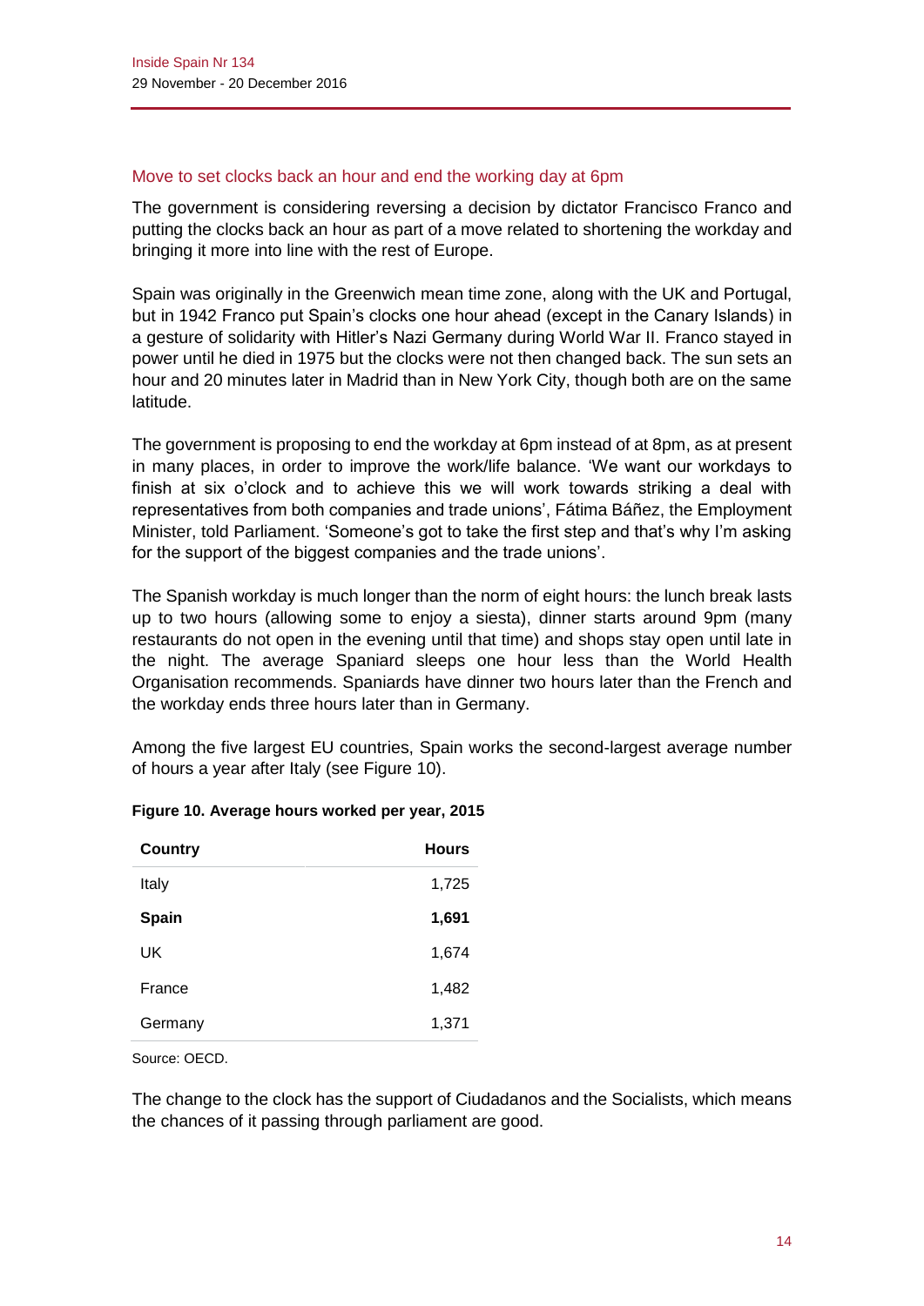## Move to set clocks back an hour and end the working day at 6pm

The government is considering reversing a decision by dictator Francisco Franco and putting the clocks back an hour as part of a move related to shortening the workday and bringing it more into line with the rest of Europe.

Spain was originally in the Greenwich mean time zone, along with the UK and Portugal, but in 1942 Franco put Spain's clocks one hour ahead (except in the Canary Islands) in a gesture of solidarity with Hitler's Nazi Germany during World War II. Franco stayed in power until he died in 1975 but the clocks were not then changed back. The sun sets an hour and 20 minutes later in Madrid than in New York City, though both are on the same latitude.

The government is proposing to end the workday at 6pm instead of at 8pm, as at present in many places, in order to improve the work/life balance. 'We want our workdays to finish at six o'clock and to achieve this we will work towards striking a deal with representatives from both companies and trade unions', Fátima Báñez, the Employment Minister, told Parliament. 'Someone's got to take the first step and that's why I'm asking for the support of the biggest companies and the trade unions'.

The Spanish workday is much longer than the norm of eight hours: the lunch break lasts up to two hours (allowing some to enjoy a siesta), dinner starts around 9pm (many restaurants do not open in the evening until that time) and shops stay open until late in the night. The average Spaniard sleeps one hour less than the World Health Organisation recommends. Spaniards have dinner two hours later than the French and the workday ends three hours later than in Germany.

Among the five largest EU countries, Spain works the second-largest average number of hours a year after Italy (see Figure 10).

**Figure 10. Average hours worked per year, 2015**

| Country | Hours |
|---|---|
| Italy | 1,725 |
| **Spain** | **1,691** |
| UK | 1,674 |
| France | 1,482 |
| Germany | 1,371 |

Source: OECD.

The change to the clock has the support of Ciudadanos and the Socialists, which means the chances of it passing through parliament are good.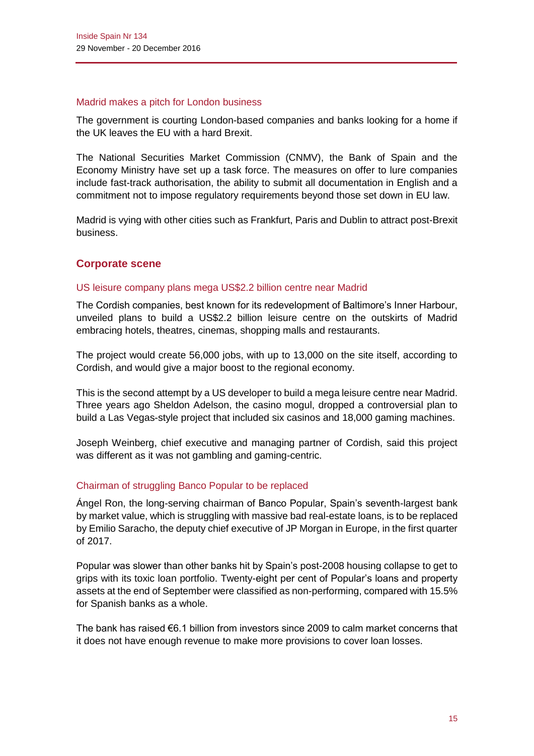### Madrid makes a pitch for London business

The government is courting London-based companies and banks looking for a home if the UK leaves the EU with a hard Brexit.

The National Securities Market Commission (CNMV), the Bank of Spain and the Economy Ministry have set up a task force. The measures on offer to lure companies include fast-track authorisation, the ability to submit all documentation in English and a commitment not to impose regulatory requirements beyond those set down in EU law.

Madrid is vying with other cities such as Frankfurt, Paris and Dublin to attract post-Brexit business.

## Corporate scene

### US leisure company plans mega US$2.2 billion centre near Madrid

The Cordish companies, best known for its redevelopment of Baltimore's Inner Harbour, unveiled plans to build a US$2.2 billion leisure centre on the outskirts of Madrid embracing hotels, theatres, cinemas, shopping malls and restaurants.

The project would create 56,000 jobs, with up to 13,000 on the site itself, according to Cordish, and would give a major boost to the regional economy.

This is the second attempt by a US developer to build a mega leisure centre near Madrid. Three years ago Sheldon Adelson, the casino mogul, dropped a controversial plan to build a Las Vegas-style project that included six casinos and 18,000 gaming machines.

Joseph Weinberg, chief executive and managing partner of Cordish, said this project was different as it was not gambling and gaming-centric.

### Chairman of struggling Banco Popular to be replaced

Ángel Ron, the long-serving chairman of Banco Popular, Spain's seventh-largest bank by market value, which is struggling with massive bad real-estate loans, is to be replaced by Emilio Saracho, the deputy chief executive of JP Morgan in Europe, in the first quarter of 2017.

Popular was slower than other banks hit by Spain's post-2008 housing collapse to get to grips with its toxic loan portfolio. Twenty-eight per cent of Popular's loans and property assets at the end of September were classified as non-performing, compared with 15.5% for Spanish banks as a whole.

The bank has raised €6.1 billion from investors since 2009 to calm market concerns that it does not have enough revenue to make more provisions to cover loan losses.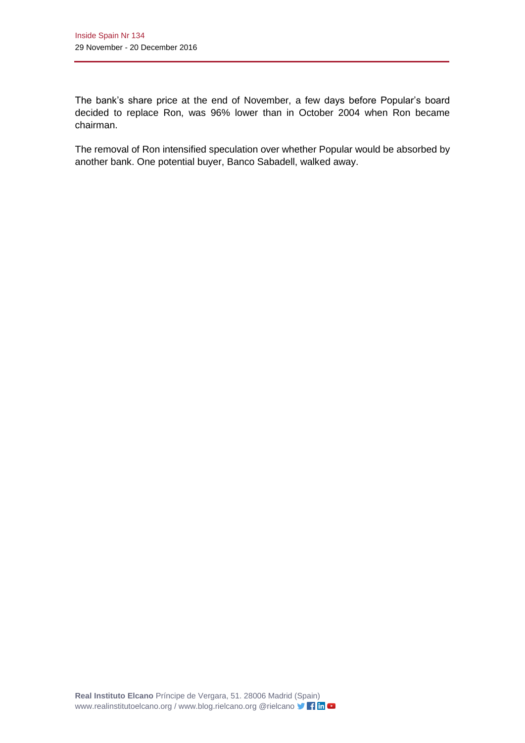The bank's share price at the end of November, a few days before Popular's board decided to replace Ron, was 96% lower than in October 2004 when Ron became chairman.

The removal of Ron intensified speculation over whether Popular would be absorbed by another bank. One potential buyer, Banco Sabadell, walked away.